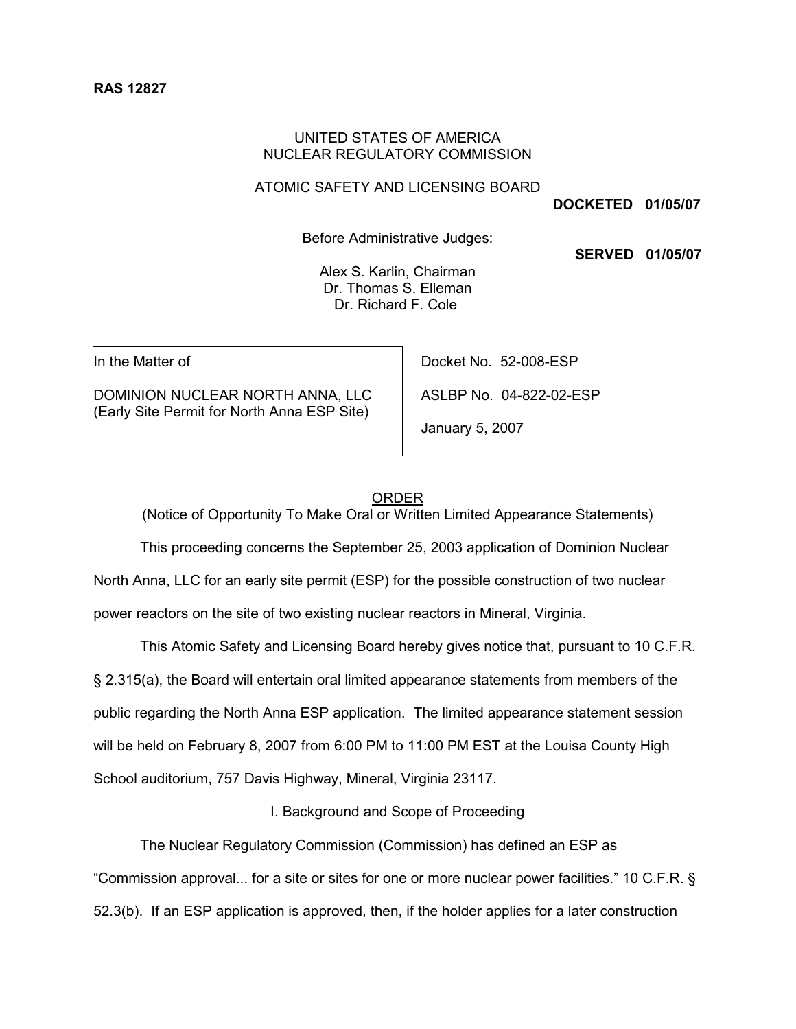**RAS 12827**

UNITED STATES OF AMERICA
NUCLEAR REGULATORY COMMISSION

ATOMIC SAFETY AND LICENSING BOARD

**DOCKETED 01/05/07**

Before Administrative Judges:

**SERVED 01/05/07**

Alex S. Karlin, Chairman
Dr. Thomas S. Elleman
Dr. Richard F. Cole

| In the Matter of<br><br>DOMINION NUCLEAR NORTH ANNA, LLC<br>(Early Site Permit for North Anna ESP Site) | Docket No. 52-008-ESP<br><br>ASLBP No. 04-822-02-ESP<br><br>January 5, 2007 |
|---|---|

ORDER
(Notice of Opportunity To Make Oral or Written Limited Appearance Statements)

This proceeding concerns the September 25, 2003 application of Dominion Nuclear North Anna, LLC for an early site permit (ESP) for the possible construction of two nuclear power reactors on the site of two existing nuclear reactors in Mineral, Virginia.

This Atomic Safety and Licensing Board hereby gives notice that, pursuant to 10 C.F.R. § 2.315(a), the Board will entertain oral limited appearance statements from members of the public regarding the North Anna ESP application. The limited appearance statement session will be held on February 8, 2007 from 6:00 PM to 11:00 PM EST at the Louisa County High School auditorium, 757 Davis Highway, Mineral, Virginia 23117.

I. Background and Scope of Proceeding

The Nuclear Regulatory Commission (Commission) has defined an ESP as "Commission approval... for a site or sites for one or more nuclear power facilities." 10 C.F.R. § 52.3(b). If an ESP application is approved, then, if the holder applies for a later construction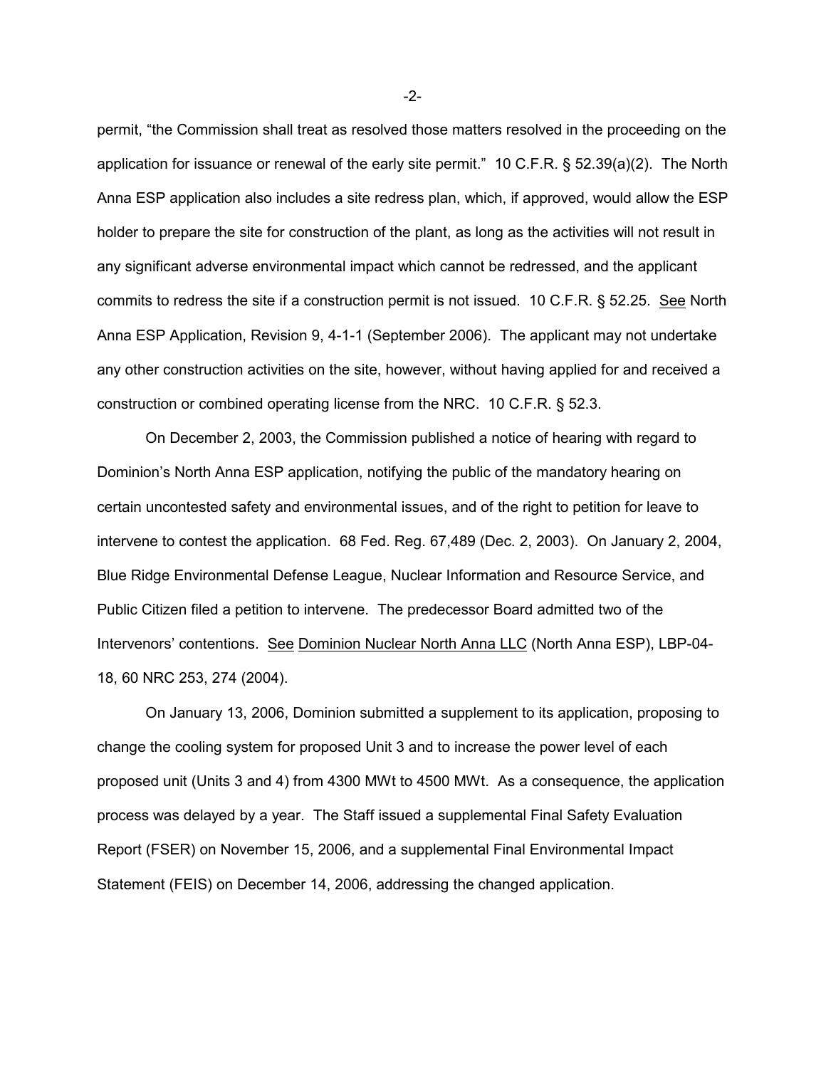permit, "the Commission shall treat as resolved those matters resolved in the proceeding on the application for issuance or renewal of the early site permit." 10 C.F.R. § 52.39(a)(2). The North Anna ESP application also includes a site redress plan, which, if approved, would allow the ESP holder to prepare the site for construction of the plant, as long as the activities will not result in any significant adverse environmental impact which cannot be redressed, and the applicant commits to redress the site if a construction permit is not issued. 10 C.F.R. § 52.25. See North Anna ESP Application, Revision 9, 4-1-1 (September 2006). The applicant may not undertake any other construction activities on the site, however, without having applied for and received a construction or combined operating license from the NRC. 10 C.F.R. § 52.3.

On December 2, 2003, the Commission published a notice of hearing with regard to Dominion's North Anna ESP application, notifying the public of the mandatory hearing on certain uncontested safety and environmental issues, and of the right to petition for leave to intervene to contest the application. 68 Fed. Reg. 67,489 (Dec. 2, 2003). On January 2, 2004, Blue Ridge Environmental Defense League, Nuclear Information and Resource Service, and Public Citizen filed a petition to intervene. The predecessor Board admitted two of the Intervenors' contentions. See Dominion Nuclear North Anna LLC (North Anna ESP), LBP-04-18, 60 NRC 253, 274 (2004).

On January 13, 2006, Dominion submitted a supplement to its application, proposing to change the cooling system for proposed Unit 3 and to increase the power level of each proposed unit (Units 3 and 4) from 4300 MWt to 4500 MWt. As a consequence, the application process was delayed by a year. The Staff issued a supplemental Final Safety Evaluation Report (FSER) on November 15, 2006, and a supplemental Final Environmental Impact Statement (FEIS) on December 14, 2006, addressing the changed application.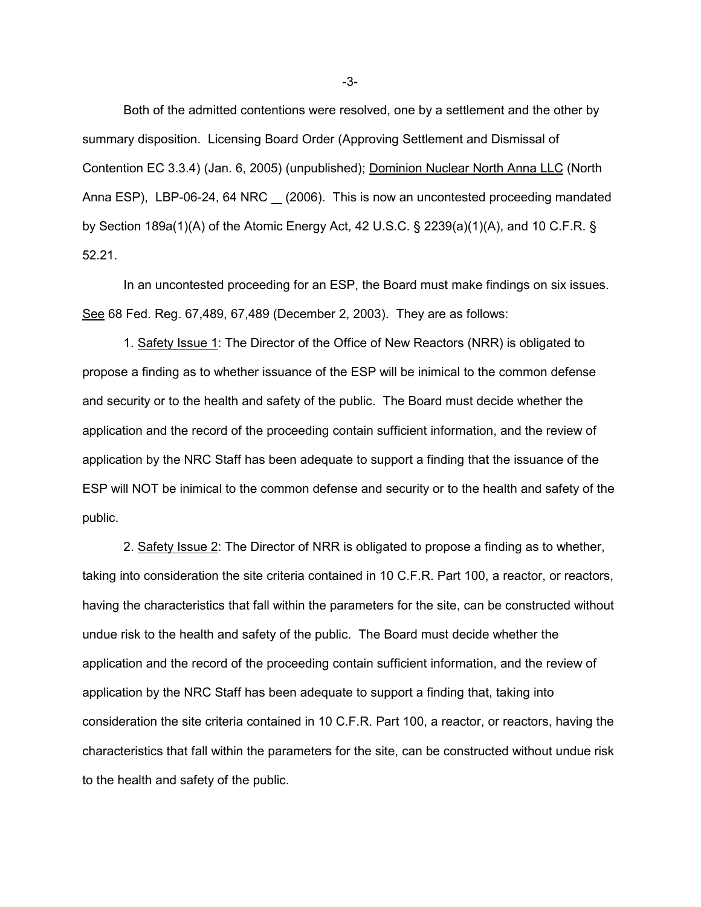Both of the admitted contentions were resolved, one by a settlement and the other by summary disposition. Licensing Board Order (Approving Settlement and Dismissal of Contention EC 3.3.4) (Jan. 6, 2005) (unpublished); Dominion Nuclear North Anna LLC (North Anna ESP), LBP-06-24, 64 NRC __ (2006). This is now an uncontested proceeding mandated by Section 189a(1)(A) of the Atomic Energy Act, 42 U.S.C. § 2239(a)(1)(A), and 10 C.F.R. § 52.21.

In an uncontested proceeding for an ESP, the Board must make findings on six issues. See 68 Fed. Reg. 67,489, 67,489 (December 2, 2003). They are as follows:

1. Safety Issue 1: The Director of the Office of New Reactors (NRR) is obligated to propose a finding as to whether issuance of the ESP will be inimical to the common defense and security or to the health and safety of the public. The Board must decide whether the application and the record of the proceeding contain sufficient information, and the review of application by the NRC Staff has been adequate to support a finding that the issuance of the ESP will NOT be inimical to the common defense and security or to the health and safety of the public.

2. Safety Issue 2: The Director of NRR is obligated to propose a finding as to whether, taking into consideration the site criteria contained in 10 C.F.R. Part 100, a reactor, or reactors, having the characteristics that fall within the parameters for the site, can be constructed without undue risk to the health and safety of the public. The Board must decide whether the application and the record of the proceeding contain sufficient information, and the review of application by the NRC Staff has been adequate to support a finding that, taking into consideration the site criteria contained in 10 C.F.R. Part 100, a reactor, or reactors, having the characteristics that fall within the parameters for the site, can be constructed without undue risk to the health and safety of the public.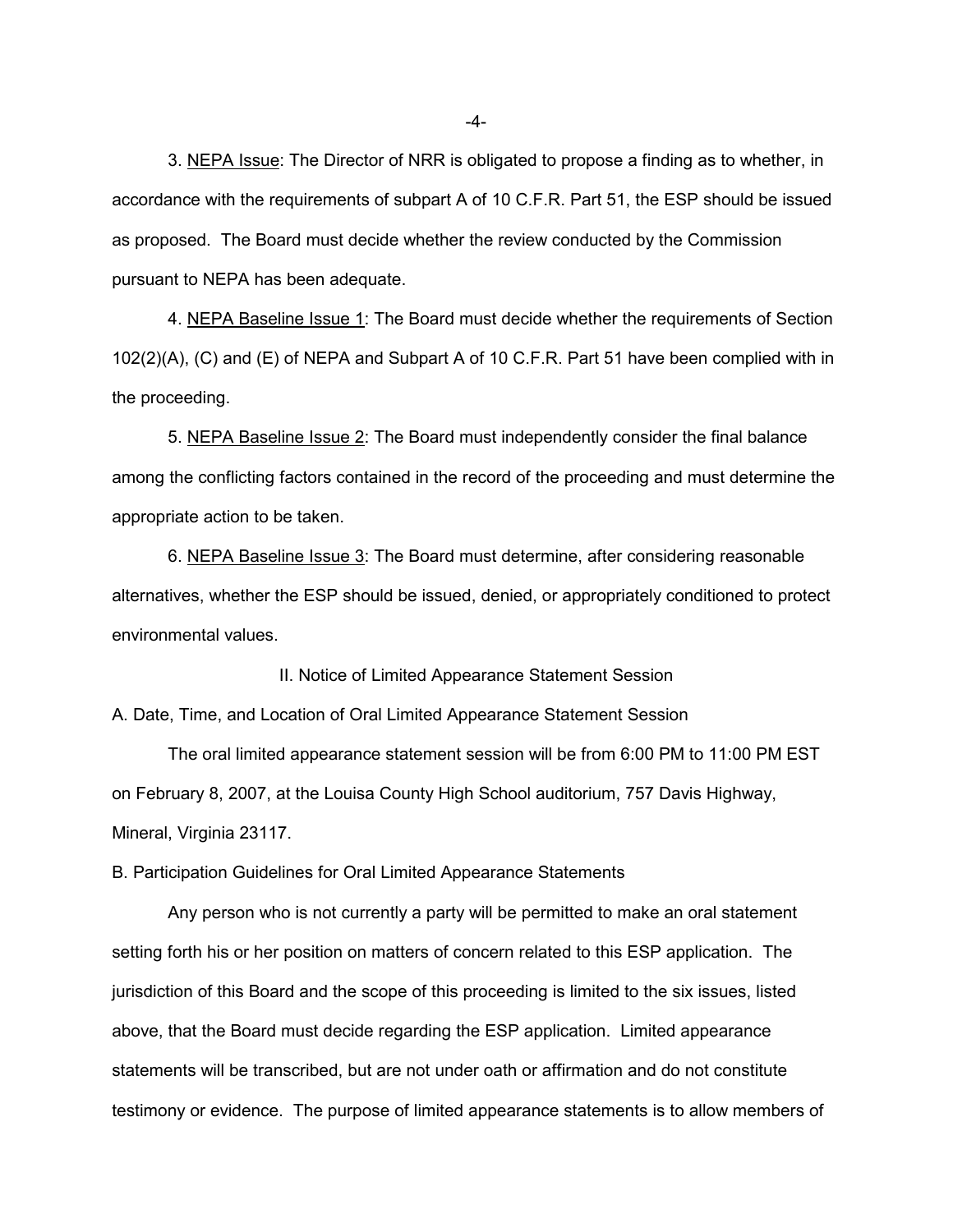3. <u>NEPA Issue</u>: The Director of NRR is obligated to propose a finding as to whether, in accordance with the requirements of subpart A of 10 C.F.R. Part 51, the ESP should be issued as proposed. The Board must decide whether the review conducted by the Commission pursuant to NEPA has been adequate.

4. <u>NEPA Baseline Issue 1</u>: The Board must decide whether the requirements of Section 102(2)(A), (C) and (E) of NEPA and Subpart A of 10 C.F.R. Part 51 have been complied with in the proceeding.

5. <u>NEPA Baseline Issue 2</u>: The Board must independently consider the final balance among the conflicting factors contained in the record of the proceeding and must determine the appropriate action to be taken.

6. <u>NEPA Baseline Issue 3</u>: The Board must determine, after considering reasonable alternatives, whether the ESP should be issued, denied, or appropriately conditioned to protect environmental values.

## II. Notice of Limited Appearance Statement Session

### A. Date, Time, and Location of Oral Limited Appearance Statement Session

The oral limited appearance statement session will be from 6:00 PM to 11:00 PM EST on February 8, 2007, at the Louisa County High School auditorium, 757 Davis Highway, Mineral, Virginia 23117.

### B. Participation Guidelines for Oral Limited Appearance Statements

Any person who is not currently a party will be permitted to make an oral statement setting forth his or her position on matters of concern related to this ESP application. The jurisdiction of this Board and the scope of this proceeding is limited to the six issues, listed above, that the Board must decide regarding the ESP application. Limited appearance statements will be transcribed, but are not under oath or affirmation and do not constitute testimony or evidence. The purpose of limited appearance statements is to allow members of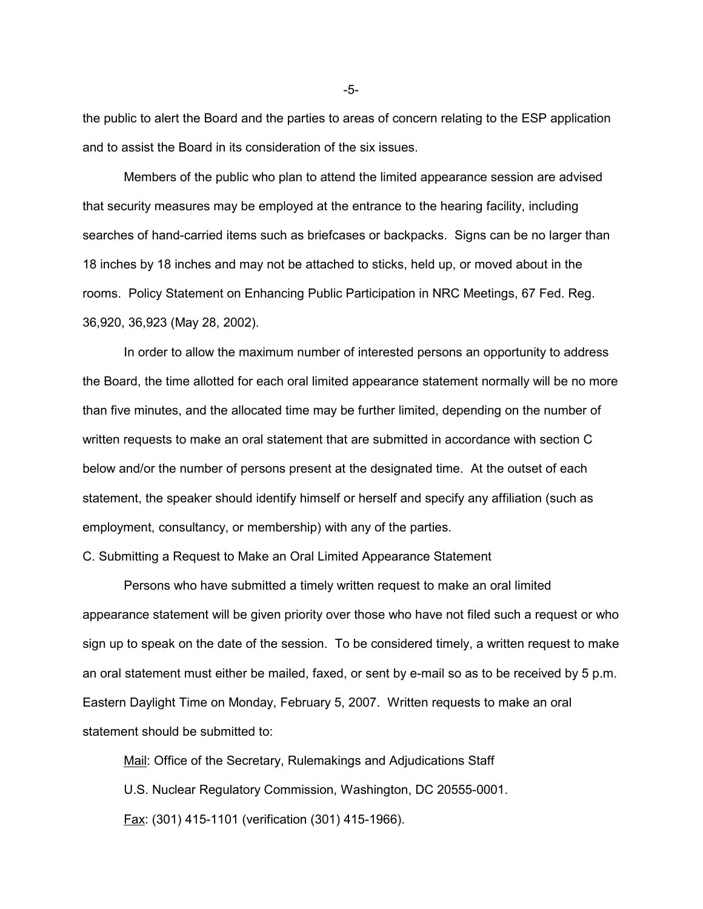the public to alert the Board and the parties to areas of concern relating to the ESP application and to assist the Board in its consideration of the six issues.

Members of the public who plan to attend the limited appearance session are advised that security measures may be employed at the entrance to the hearing facility, including searches of hand-carried items such as briefcases or backpacks. Signs can be no larger than 18 inches by 18 inches and may not be attached to sticks, held up, or moved about in the rooms. Policy Statement on Enhancing Public Participation in NRC Meetings, 67 Fed. Reg. 36,920, 36,923 (May 28, 2002).

In order to allow the maximum number of interested persons an opportunity to address the Board, the time allotted for each oral limited appearance statement normally will be no more than five minutes, and the allocated time may be further limited, depending on the number of written requests to make an oral statement that are submitted in accordance with section C below and/or the number of persons present at the designated time. At the outset of each statement, the speaker should identify himself or herself and specify any affiliation (such as employment, consultancy, or membership) with any of the parties.

C. Submitting a Request to Make an Oral Limited Appearance Statement

Persons who have submitted a timely written request to make an oral limited appearance statement will be given priority over those who have not filed such a request or who sign up to speak on the date of the session. To be considered timely, a written request to make an oral statement must either be mailed, faxed, or sent by e-mail so as to be received by 5 p.m. Eastern Daylight Time on Monday, February 5, 2007. Written requests to make an oral statement should be submitted to:

Mail: Office of the Secretary, Rulemakings and Adjudications Staff

U.S. Nuclear Regulatory Commission, Washington, DC 20555-0001.

Fax: (301) 415-1101 (verification (301) 415-1966).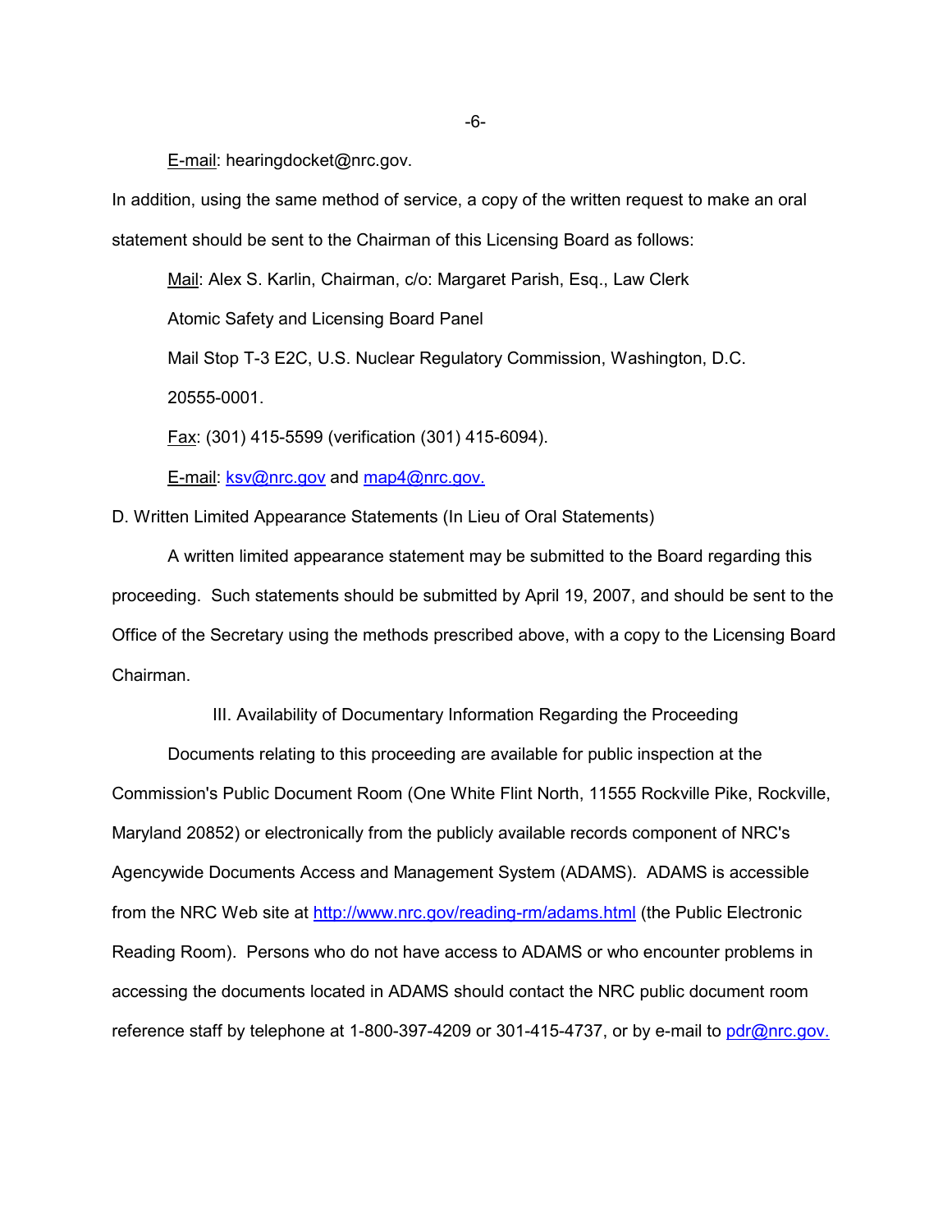E-mail: hearingdocket@nrc.gov.

In addition, using the same method of service, a copy of the written request to make an oral statement should be sent to the Chairman of this Licensing Board as follows:

> Mail: Alex S. Karlin, Chairman, c/o: Margaret Parish, Esq., Law Clerk
>
> Atomic Safety and Licensing Board Panel
>
> Mail Stop T-3 E2C, U.S. Nuclear Regulatory Commission, Washington, D.C. 20555-0001.
>
> Fax: (301) 415-5599 (verification (301) 415-6094).
>
> E-mail: ksv@nrc.gov and map4@nrc.gov.

D. Written Limited Appearance Statements (In Lieu of Oral Statements)

A written limited appearance statement may be submitted to the Board regarding this proceeding. Such statements should be submitted by April 19, 2007, and should be sent to the Office of the Secretary using the methods prescribed above, with a copy to the Licensing Board Chairman.

## III. Availability of Documentary Information Regarding the Proceeding

Documents relating to this proceeding are available for public inspection at the Commission's Public Document Room (One White Flint North, 11555 Rockville Pike, Rockville, Maryland 20852) or electronically from the publicly available records component of NRC's Agencywide Documents Access and Management System (ADAMS). ADAMS is accessible from the NRC Web site at http://www.nrc.gov/reading-rm/adams.html (the Public Electronic Reading Room). Persons who do not have access to ADAMS or who encounter problems in accessing the documents located in ADAMS should contact the NRC public document room reference staff by telephone at 1-800-397-4209 or 301-415-4737, or by e-mail to pdr@nrc.gov.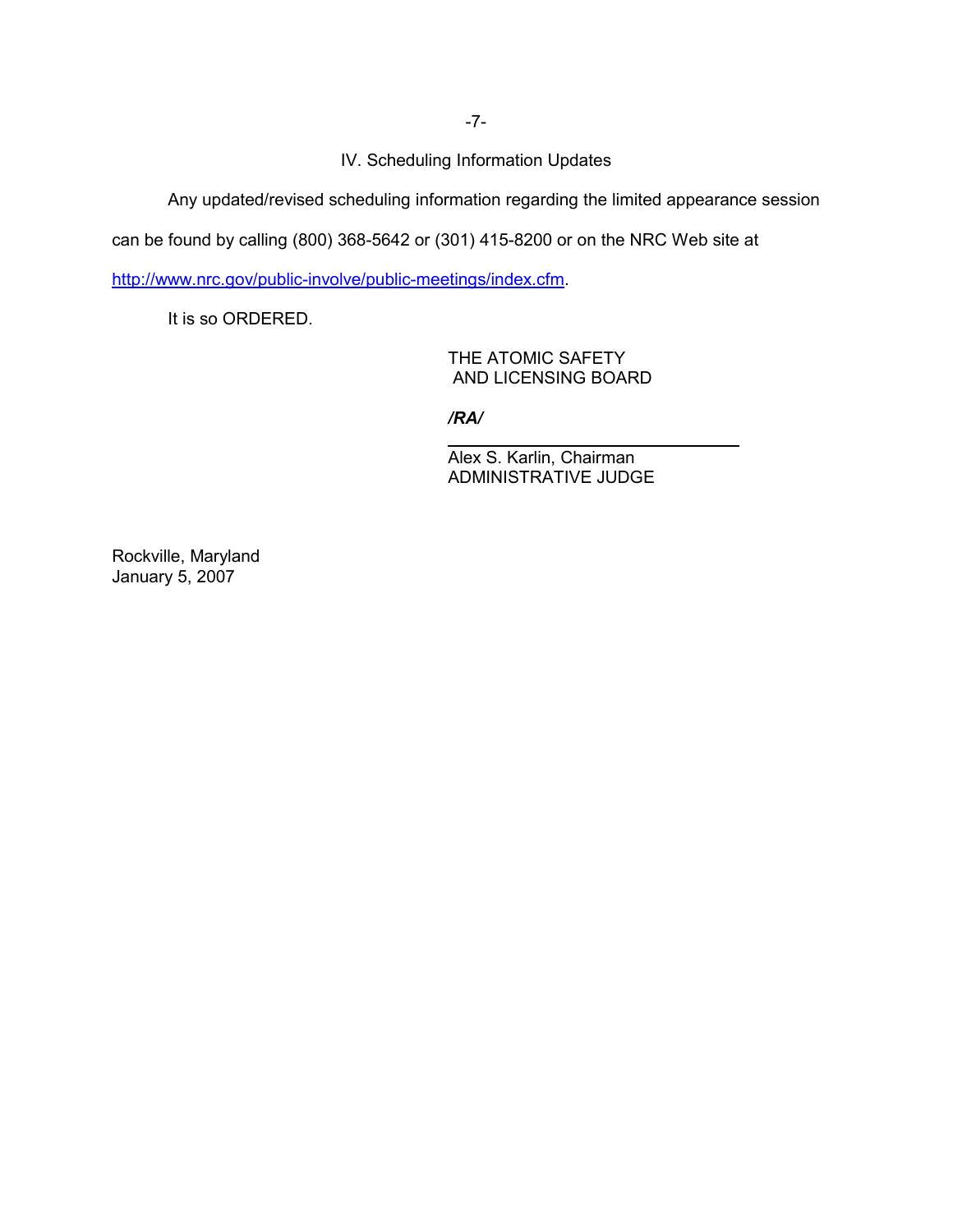## IV. Scheduling Information Updates

Any updated/revised scheduling information regarding the limited appearance session can be found by calling (800) 368-5642 or (301) 415-8200 or on the NRC Web site at http://www.nrc.gov/public-involve/public-meetings/index.cfm.

It is so ORDERED.

THE ATOMIC SAFETY
AND LICENSING BOARD

***/RA/***

Alex S. Karlin, Chairman
ADMINISTRATIVE JUDGE

Rockville, Maryland
January 5, 2007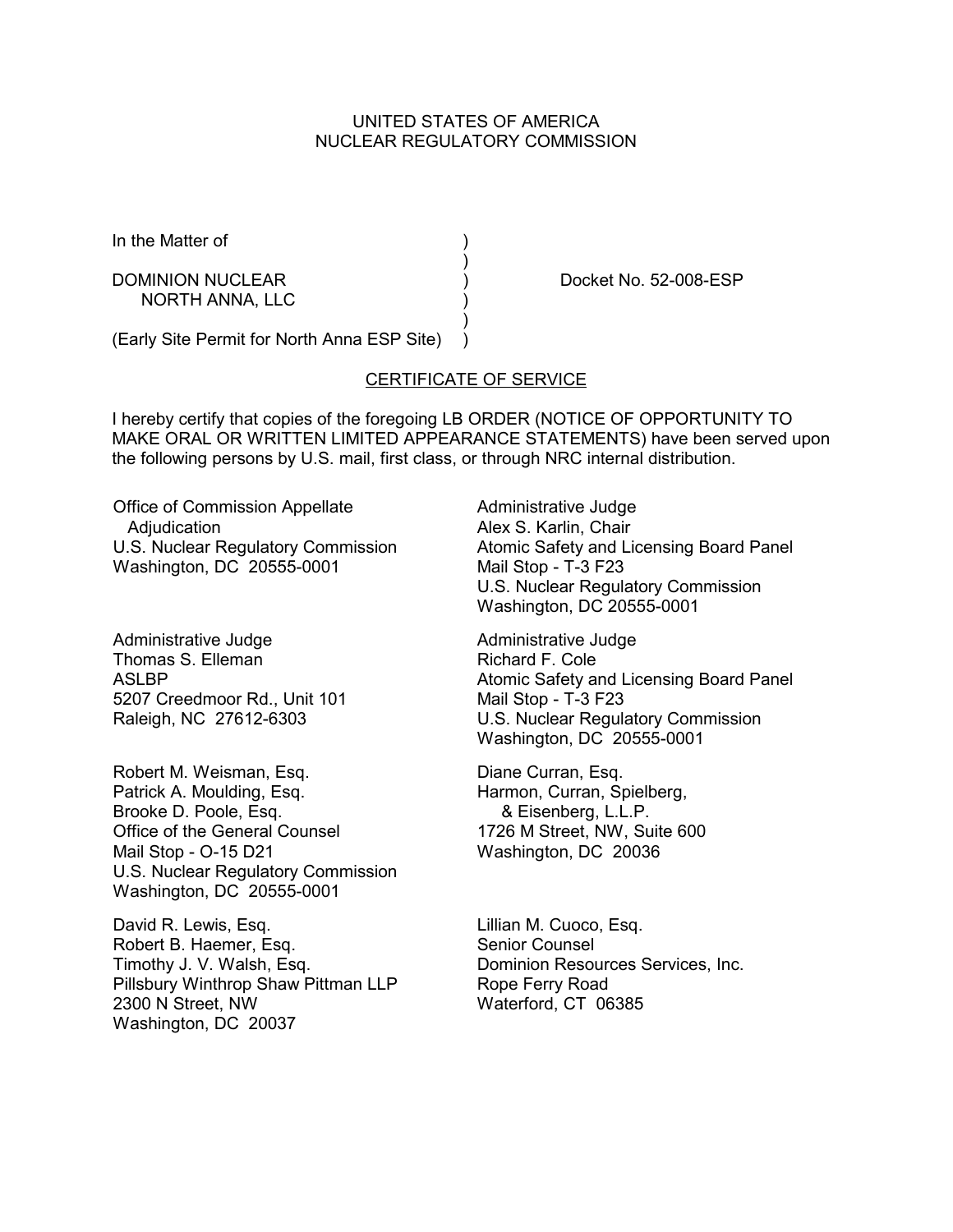UNITED STATES OF AMERICA
NUCLEAR REGULATORY COMMISSION

In the Matter of )
)
DOMINION NUCLEAR ) Docket No. 52-008-ESP
NORTH ANNA, LLC )
)
(Early Site Permit for North Anna ESP Site) )

## CERTIFICATE OF SERVICE

I hereby certify that copies of the foregoing LB ORDER (NOTICE OF OPPORTUNITY TO MAKE ORAL OR WRITTEN LIMITED APPEARANCE STATEMENTS) have been served upon the following persons by U.S. mail, first class, or through NRC internal distribution.

Office of Commission Appellate Adjudication
U.S. Nuclear Regulatory Commission
Washington, DC 20555-0001

Administrative Judge
Alex S. Karlin, Chair
Atomic Safety and Licensing Board Panel
Mail Stop - T-3 F23
U.S. Nuclear Regulatory Commission
Washington, DC 20555-0001

Administrative Judge
Thomas S. Elleman
ASLBP
5207 Creedmoor Rd., Unit 101
Raleigh, NC 27612-6303

Administrative Judge
Richard F. Cole
Atomic Safety and Licensing Board Panel
Mail Stop - T-3 F23
U.S. Nuclear Regulatory Commission
Washington, DC 20555-0001

Robert M. Weisman, Esq.
Patrick A. Moulding, Esq.
Brooke D. Poole, Esq.
Office of the General Counsel
Mail Stop - O-15 D21
U.S. Nuclear Regulatory Commission
Washington, DC 20555-0001

Diane Curran, Esq.
Harmon, Curran, Spielberg, & Eisenberg, L.L.P.
1726 M Street, NW, Suite 600
Washington, DC 20036

David R. Lewis, Esq.
Robert B. Haemer, Esq.
Timothy J. V. Walsh, Esq.
Pillsbury Winthrop Shaw Pittman LLP
2300 N Street, NW
Washington, DC 20037

Lillian M. Cuoco, Esq.
Senior Counsel
Dominion Resources Services, Inc.
Rope Ferry Road
Waterford, CT 06385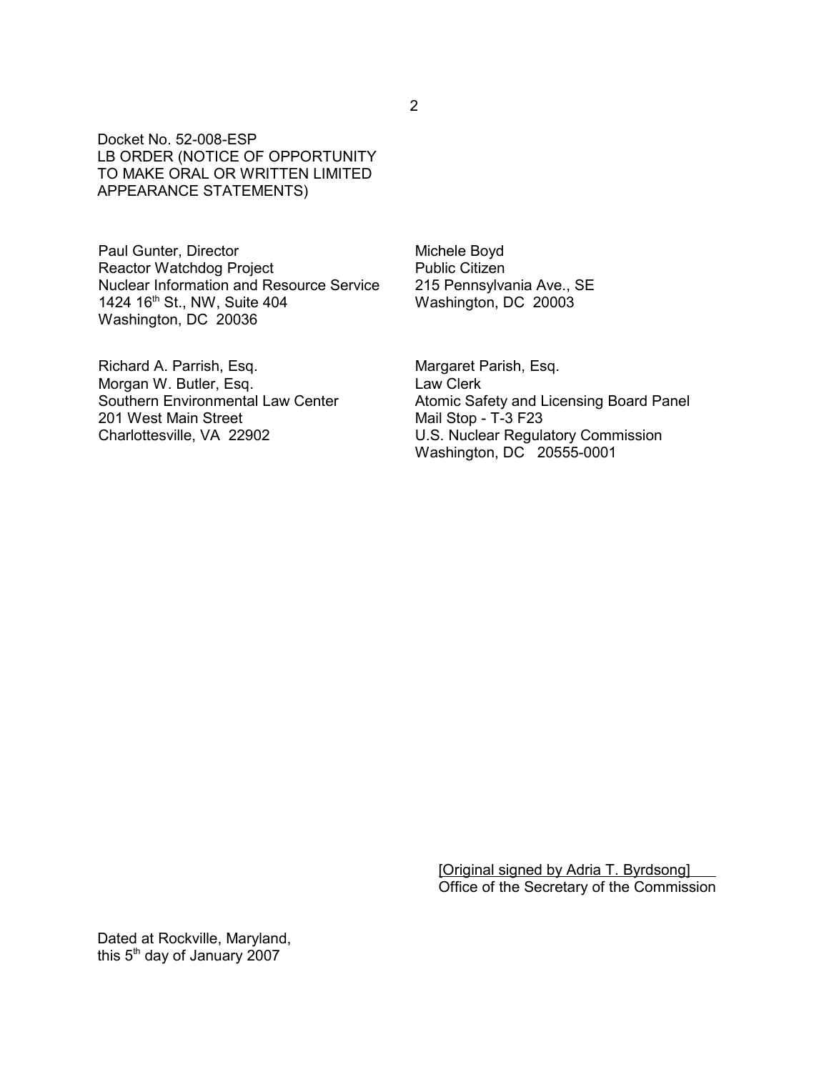Docket No. 52-008-ESP
LB ORDER (NOTICE OF OPPORTUNITY
TO MAKE ORAL OR WRITTEN LIMITED
APPEARANCE STATEMENTS)

Paul Gunter, Director
Reactor Watchdog Project
Nuclear Information and Resource Service
1424 16th St., NW, Suite 404
Washington, DC 20036

Michele Boyd
Public Citizen
215 Pennsylvania Ave., SE
Washington, DC 20003

Richard A. Parrish, Esq.
Morgan W. Butler, Esq.
Southern Environmental Law Center
201 West Main Street
Charlottesville, VA 22902

Margaret Parish, Esq.
Law Clerk
Atomic Safety and Licensing Board Panel
Mail Stop - T-3 F23
U.S. Nuclear Regulatory Commission
Washington, DC 20555-0001

[Original signed by Adria T. Byrdsong]
Office of the Secretary of the Commission

Dated at Rockville, Maryland,
this 5th day of January 2007